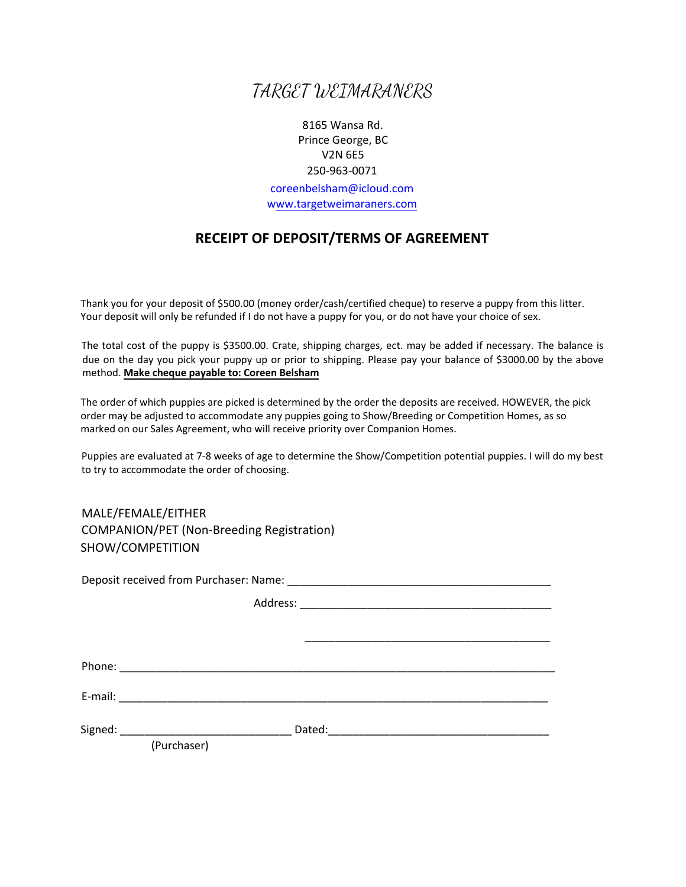# TARGET WEIMARANERS

8165 Wansa Rd.
Prince George, BC
V2N 6E5
250-963-0071
coreenbelsham@icloud.com
www.targetweimaraners.com

## RECEIPT OF DEPOSIT/TERMS OF AGREEMENT

Thank you for your deposit of $500.00 (money order/cash/certified cheque) to reserve a puppy from this litter. Your deposit will only be refunded if I do not have a puppy for you, or do not have your choice of sex.

The total cost of the puppy is $3500.00. Crate, shipping charges, ect. may be added if necessary. The balance is due on the day you pick your puppy up or prior to shipping. Please pay your balance of $3000.00 by the above method. **Make cheque payable to: Coreen Belsham**

The order of which puppies are picked is determined by the order the deposits are received. HOWEVER, the pick order may be adjusted to accommodate any puppies going to Show/Breeding or Competition Homes, as so marked on our Sales Agreement, who will receive priority over Companion Homes.

Puppies are evaluated at 7-8 weeks of age to determine the Show/Competition potential puppies. I will do my best to try to accommodate the order of choosing.

MALE/FEMALE/EITHER
COMPANION/PET (Non-Breeding Registration)
SHOW/COMPETITION

Deposit received from Purchaser: Name: ___________________________________________

Address: _________________________________________

_________________________________________

Phone: ___________________________________________________________________________

E-mail: __________________________________________________________________________

Signed: ____________________________ Dated:____________________________________
(Purchaser)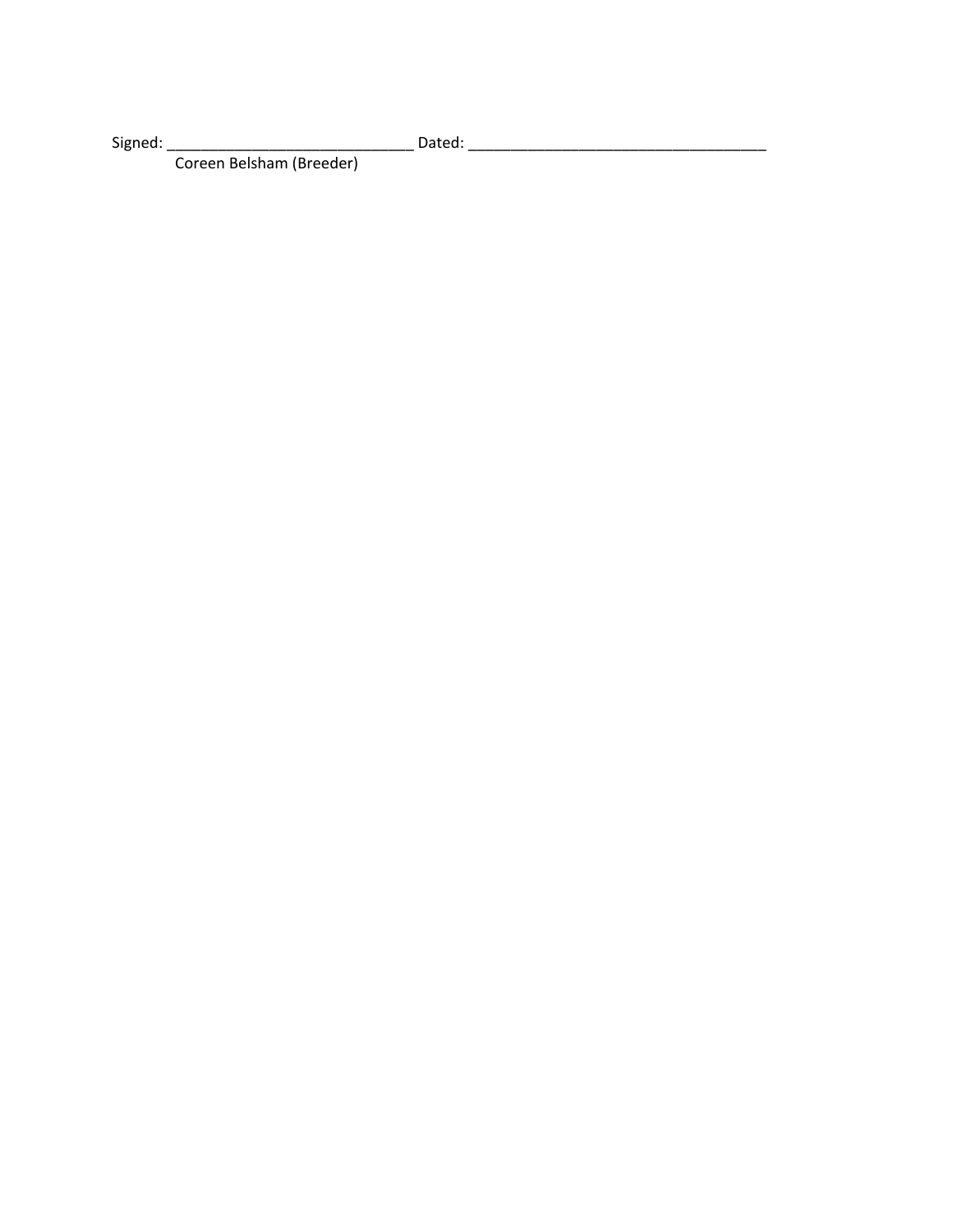Signed: ______________________________ Dated: ____________________________________
Coreen Belsham (Breeder)